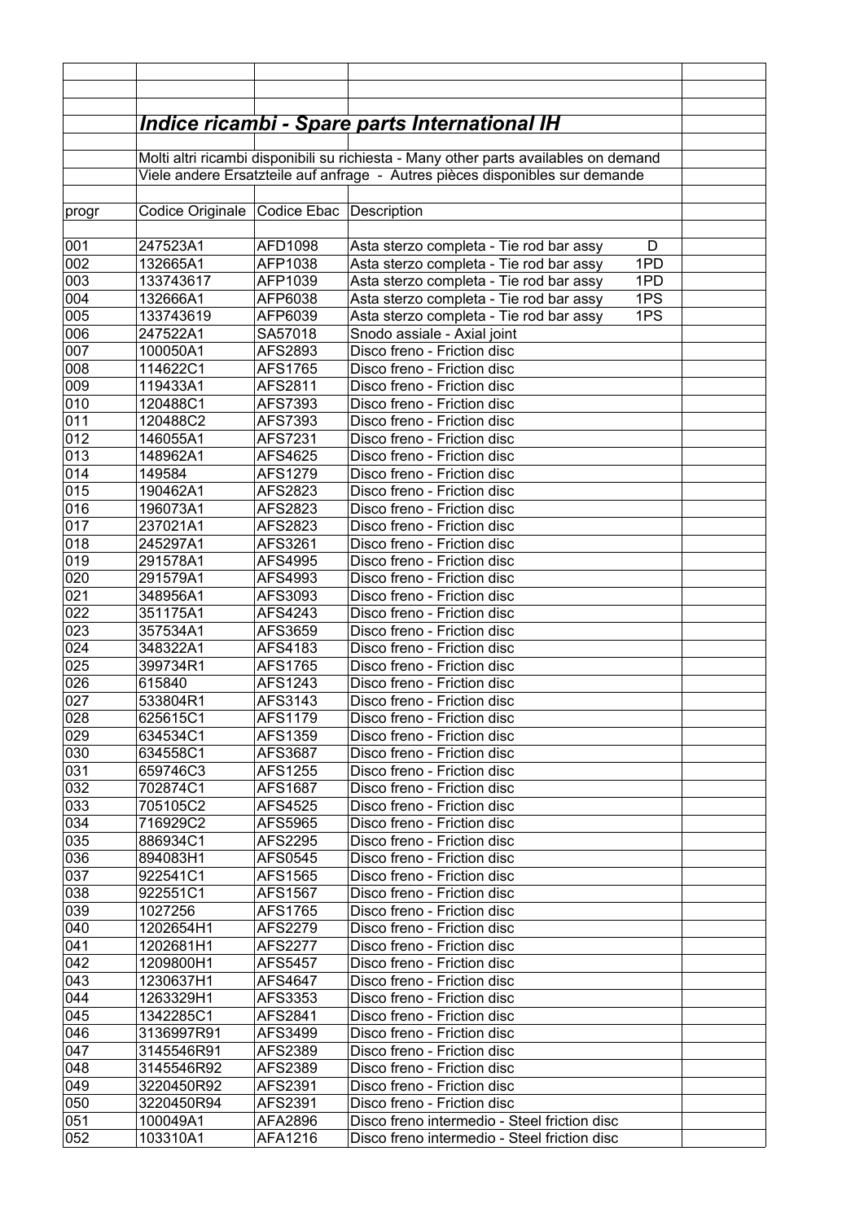## *Indice ricambi - Spare parts International IH*

Molti altri ricambi disponibili su richiesta - Many other parts availables on demand

Viele andere Ersatzteile auf anfrage - Autres pièces disponibles sur demande

| progr | Codice Originale | Codice Ebac | Description | |
|---|---|---|---|---|
| 001 | 247523A1 | AFD1098 | Asta sterzo completa - Tie rod bar assy D | |
| 002 | 132665A1 | AFP1038 | Asta sterzo completa - Tie rod bar assy 1PD | |
| 003 | 133743617 | AFP1039 | Asta sterzo completa - Tie rod bar assy 1PD | |
| 004 | 132666A1 | AFP6038 | Asta sterzo completa - Tie rod bar assy 1PS | |
| 005 | 133743619 | AFP6039 | Asta sterzo completa - Tie rod bar assy 1PS | |
| 006 | 247522A1 | SA57018 | Snodo assiale - Axial joint | |
| 007 | 100050A1 | AFS2893 | Disco freno - Friction disc | |
| 008 | 114622C1 | AFS1765 | Disco freno - Friction disc | |
| 009 | 119433A1 | AFS2811 | Disco freno - Friction disc | |
| 010 | 120488C1 | AFS7393 | Disco freno - Friction disc | |
| 011 | 120488C2 | AFS7393 | Disco freno - Friction disc | |
| 012 | 146055A1 | AFS7231 | Disco freno - Friction disc | |
| 013 | 148962A1 | AFS4625 | Disco freno - Friction disc | |
| 014 | 149584 | AFS1279 | Disco freno - Friction disc | |
| 015 | 190462A1 | AFS2823 | Disco freno - Friction disc | |
| 016 | 196073A1 | AFS2823 | Disco freno - Friction disc | |
| 017 | 237021A1 | AFS2823 | Disco freno - Friction disc | |
| 018 | 245297A1 | AFS3261 | Disco freno - Friction disc | |
| 019 | 291578A1 | AFS4995 | Disco freno - Friction disc | |
| 020 | 291579A1 | AFS4993 | Disco freno - Friction disc | |
| 021 | 348956A1 | AFS3093 | Disco freno - Friction disc | |
| 022 | 351175A1 | AFS4243 | Disco freno - Friction disc | |
| 023 | 357534A1 | AFS3659 | Disco freno - Friction disc | |
| 024 | 348322A1 | AFS4183 | Disco freno - Friction disc | |
| 025 | 399734R1 | AFS1765 | Disco freno - Friction disc | |
| 026 | 615840 | AFS1243 | Disco freno - Friction disc | |
| 027 | 533804R1 | AFS3143 | Disco freno - Friction disc | |
| 028 | 625615C1 | AFS1179 | Disco freno - Friction disc | |
| 029 | 634534C1 | AFS1359 | Disco freno - Friction disc | |
| 030 | 634558C1 | AFS3687 | Disco freno - Friction disc | |
| 031 | 659746C3 | AFS1255 | Disco freno - Friction disc | |
| 032 | 702874C1 | AFS1687 | Disco freno - Friction disc | |
| 033 | 705105C2 | AFS4525 | Disco freno - Friction disc | |
| 034 | 716929C2 | AFS5965 | Disco freno - Friction disc | |
| 035 | 886934C1 | AFS2295 | Disco freno - Friction disc | |
| 036 | 894083H1 | AFS0545 | Disco freno - Friction disc | |
| 037 | 922541C1 | AFS1565 | Disco freno - Friction disc | |
| 038 | 922551C1 | AFS1567 | Disco freno - Friction disc | |
| 039 | 1027256 | AFS1765 | Disco freno - Friction disc | |
| 040 | 1202654H1 | AFS2279 | Disco freno - Friction disc | |
| 041 | 1202681H1 | AFS2277 | Disco freno - Friction disc | |
| 042 | 1209800H1 | AFS5457 | Disco freno - Friction disc | |
| 043 | 1230637H1 | AFS4647 | Disco freno - Friction disc | |
| 044 | 1263329H1 | AFS3353 | Disco freno - Friction disc | |
| 045 | 1342285C1 | AFS2841 | Disco freno - Friction disc | |
| 046 | 3136997R91 | AFS3499 | Disco freno - Friction disc | |
| 047 | 3145546R91 | AFS2389 | Disco freno - Friction disc | |
| 048 | 3145546R92 | AFS2389 | Disco freno - Friction disc | |
| 049 | 3220450R92 | AFS2391 | Disco freno - Friction disc | |
| 050 | 3220450R94 | AFS2391 | Disco freno - Friction disc | |
| 051 | 100049A1 | AFA2896 | Disco freno intermedio - Steel friction disc | |
| 052 | 103310A1 | AFA1216 | Disco freno intermedio - Steel friction disc | |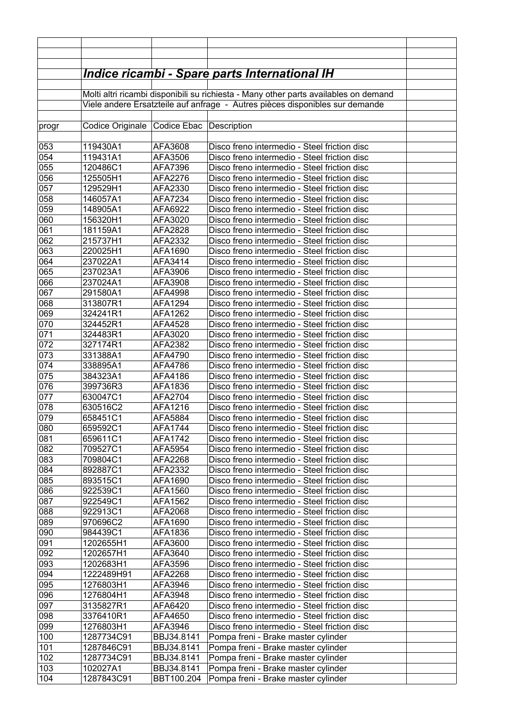## *Indice ricambi - Spare parts International IH*

Molti altri ricambi disponibili su richiesta - Many other parts availables on demand

Viele andere Ersatzteile auf anfrage - Autres pièces disponibles sur demande

| progr | Codice Originale | Codice Ebac | Description |
|---|---|---|---|
| 053 | 119430A1 | AFA3608 | Disco freno intermedio - Steel friction disc |
| 054 | 119431A1 | AFA3506 | Disco freno intermedio - Steel friction disc |
| 055 | 120486C1 | AFA7396 | Disco freno intermedio - Steel friction disc |
| 056 | 125505H1 | AFA2276 | Disco freno intermedio - Steel friction disc |
| 057 | 129529H1 | AFA2330 | Disco freno intermedio - Steel friction disc |
| 058 | 146057A1 | AFA7234 | Disco freno intermedio - Steel friction disc |
| 059 | 148905A1 | AFA6922 | Disco freno intermedio - Steel friction disc |
| 060 | 156320H1 | AFA3020 | Disco freno intermedio - Steel friction disc |
| 061 | 181159A1 | AFA2828 | Disco freno intermedio - Steel friction disc |
| 062 | 215737H1 | AFA2332 | Disco freno intermedio - Steel friction disc |
| 063 | 220025H1 | AFA1690 | Disco freno intermedio - Steel friction disc |
| 064 | 237022A1 | AFA3414 | Disco freno intermedio - Steel friction disc |
| 065 | 237023A1 | AFA3906 | Disco freno intermedio - Steel friction disc |
| 066 | 237024A1 | AFA3908 | Disco freno intermedio - Steel friction disc |
| 067 | 291580A1 | AFA4998 | Disco freno intermedio - Steel friction disc |
| 068 | 313807R1 | AFA1294 | Disco freno intermedio - Steel friction disc |
| 069 | 324241R1 | AFA1262 | Disco freno intermedio - Steel friction disc |
| 070 | 324452R1 | AFA4528 | Disco freno intermedio - Steel friction disc |
| 071 | 324483R1 | AFA3020 | Disco freno intermedio - Steel friction disc |
| 072 | 327174R1 | AFA2382 | Disco freno intermedio - Steel friction disc |
| 073 | 331388A1 | AFA4790 | Disco freno intermedio - Steel friction disc |
| 074 | 338895A1 | AFA4786 | Disco freno intermedio - Steel friction disc |
| 075 | 384323A1 | AFA4186 | Disco freno intermedio - Steel friction disc |
| 076 | 399736R3 | AFA1836 | Disco freno intermedio - Steel friction disc |
| 077 | 630047C1 | AFA2704 | Disco freno intermedio - Steel friction disc |
| 078 | 630516C2 | AFA1216 | Disco freno intermedio - Steel friction disc |
| 079 | 658451C1 | AFA5884 | Disco freno intermedio - Steel friction disc |
| 080 | 659592C1 | AFA1744 | Disco freno intermedio - Steel friction disc |
| 081 | 659611C1 | AFA1742 | Disco freno intermedio - Steel friction disc |
| 082 | 709527C1 | AFA5954 | Disco freno intermedio - Steel friction disc |
| 083 | 709804C1 | AFA2268 | Disco freno intermedio - Steel friction disc |
| 084 | 892887C1 | AFA2332 | Disco freno intermedio - Steel friction disc |
| 085 | 893515C1 | AFA1690 | Disco freno intermedio - Steel friction disc |
| 086 | 922539C1 | AFA1560 | Disco freno intermedio - Steel friction disc |
| 087 | 922549C1 | AFA1562 | Disco freno intermedio - Steel friction disc |
| 088 | 922913C1 | AFA2068 | Disco freno intermedio - Steel friction disc |
| 089 | 970696C2 | AFA1690 | Disco freno intermedio - Steel friction disc |
| 090 | 984439C1 | AFA1836 | Disco freno intermedio - Steel friction disc |
| 091 | 1202655H1 | AFA3600 | Disco freno intermedio - Steel friction disc |
| 092 | 1202657H1 | AFA3640 | Disco freno intermedio - Steel friction disc |
| 093 | 1202683H1 | AFA3596 | Disco freno intermedio - Steel friction disc |
| 094 | 1222489H91 | AFA2268 | Disco freno intermedio - Steel friction disc |
| 095 | 1276803H1 | AFA3946 | Disco freno intermedio - Steel friction disc |
| 096 | 1276804H1 | AFA3948 | Disco freno intermedio - Steel friction disc |
| 097 | 3135827R1 | AFA6420 | Disco freno intermedio - Steel friction disc |
| 098 | 3376410R1 | AFA4650 | Disco freno intermedio - Steel friction disc |
| 099 | 1276803H1 | AFA3946 | Disco freno intermedio - Steel friction disc |
| 100 | 1287734C91 | BBJ34.8141 | Pompa freni - Brake master cylinder |
| 101 | 1287846C91 | BBJ34.8141 | Pompa freni - Brake master cylinder |
| 102 | 1287734C91 | BBJ34.8141 | Pompa freni - Brake master cylinder |
| 103 | 102027A1 | BBJ34.8141 | Pompa freni - Brake master cylinder |
| 104 | 1287843C91 | BBT100.204 | Pompa freni - Brake master cylinder |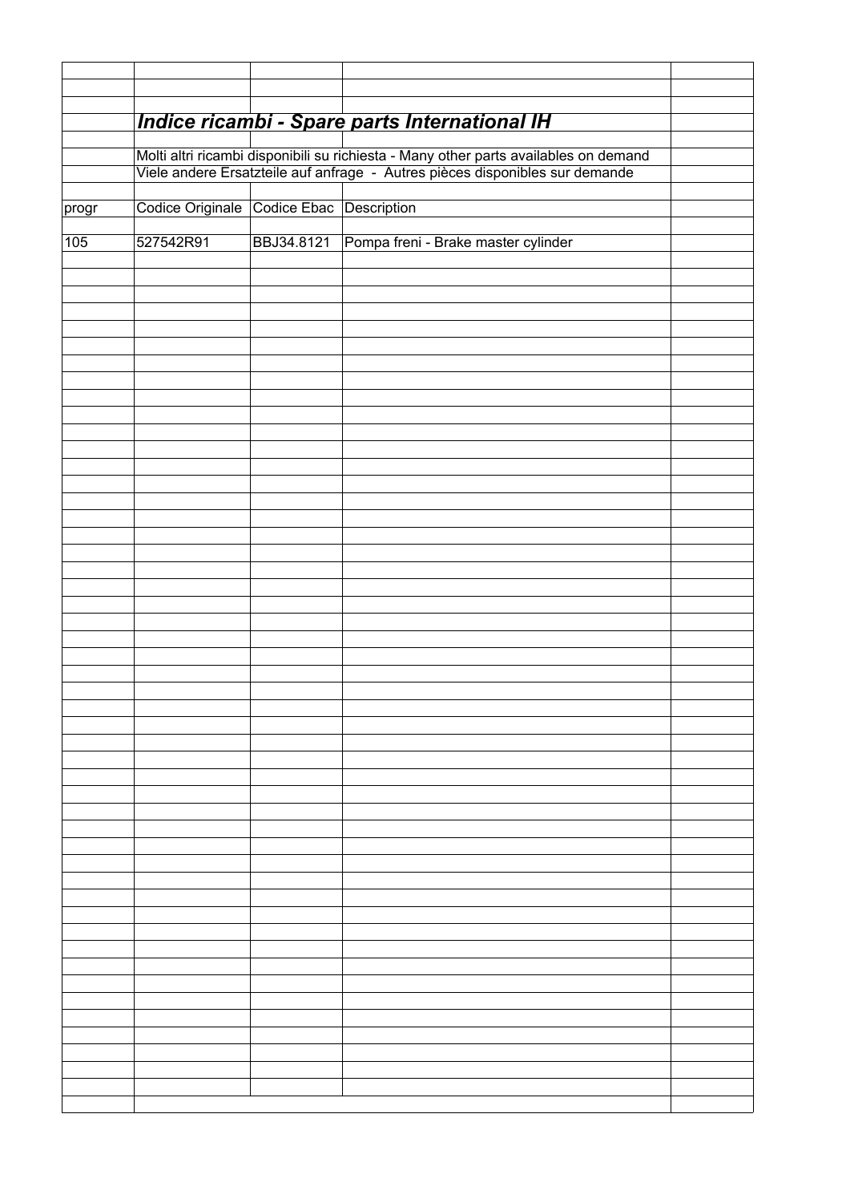## *Indice ricambi - Spare parts International IH*

Molti altri ricambi disponibili su richiesta - Many other parts availables on demand
Viele andere Ersatzteile auf anfrage - Autres pièces disponibles sur demande

| progr | Codice Originale | Codice Ebac | Description |
|---|---|---|---|
| 105 | 527542R91 | BBJ34.8121 | Pompa freni - Brake master cylinder |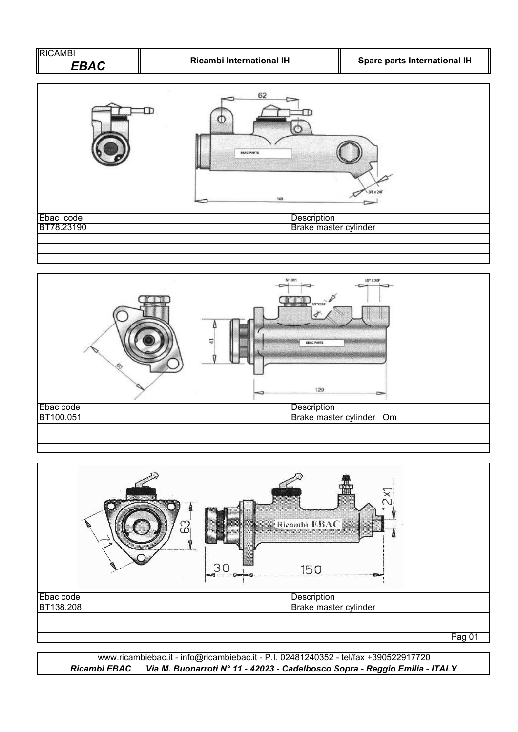| RICAMBI *EBAC* | Ricambi International IH | Spare parts International IH |
|---|---|---|

| Ebac code | | | Description |
|---|---|---|---|
| BT78.23190 | | | Brake master cylinder |
| | | | |
| | | | |
| | | | |

| Ebac code | | | Description |
|---|---|---|---|
| BT100.051 | | | Brake master cylinder Om |
| | | | |
| | | | |
| | | | |

| Ebac code | | | Description |
|---|---|---|---|
| BT138.208 | | | Brake master cylinder |
| | | | |
| | | | |
| | | | |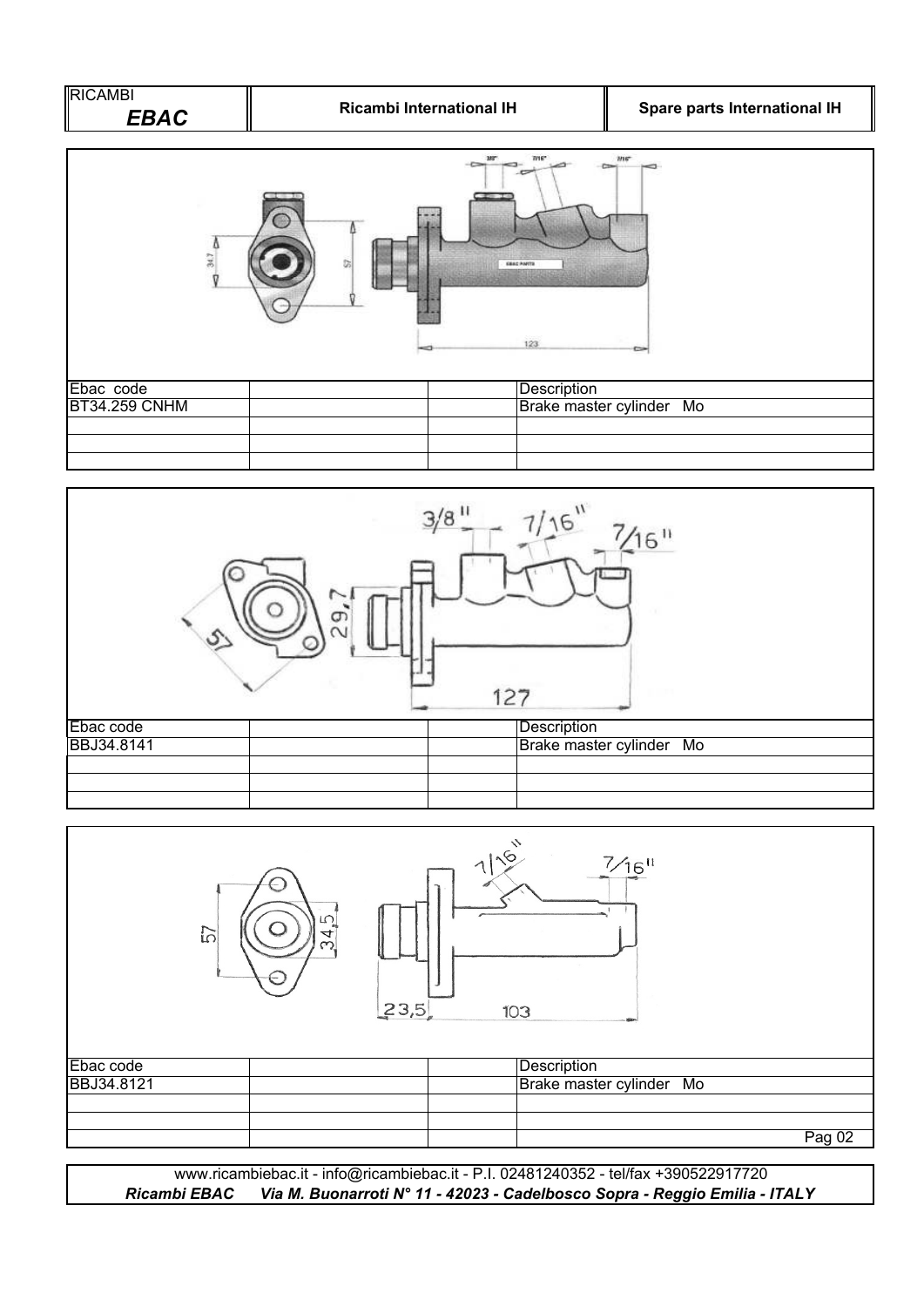| Ebac code | | | Description |
|---|---|---|---|
| BT34.259 CNHM | | | Brake master cylinder Mo |
| | | | |
| | | | |
| | | | |

| Ebac code | | | Description |
|---|---|---|---|
| BBJ34.8141 | | | Brake master cylinder Mo |
| | | | |
| | | | |
| | | | |

| Ebac code | | | Description |
|---|---|---|---|
| BBJ34.8121 | | | Brake master cylinder Mo |
| | | | |
| | | | |
| | | | |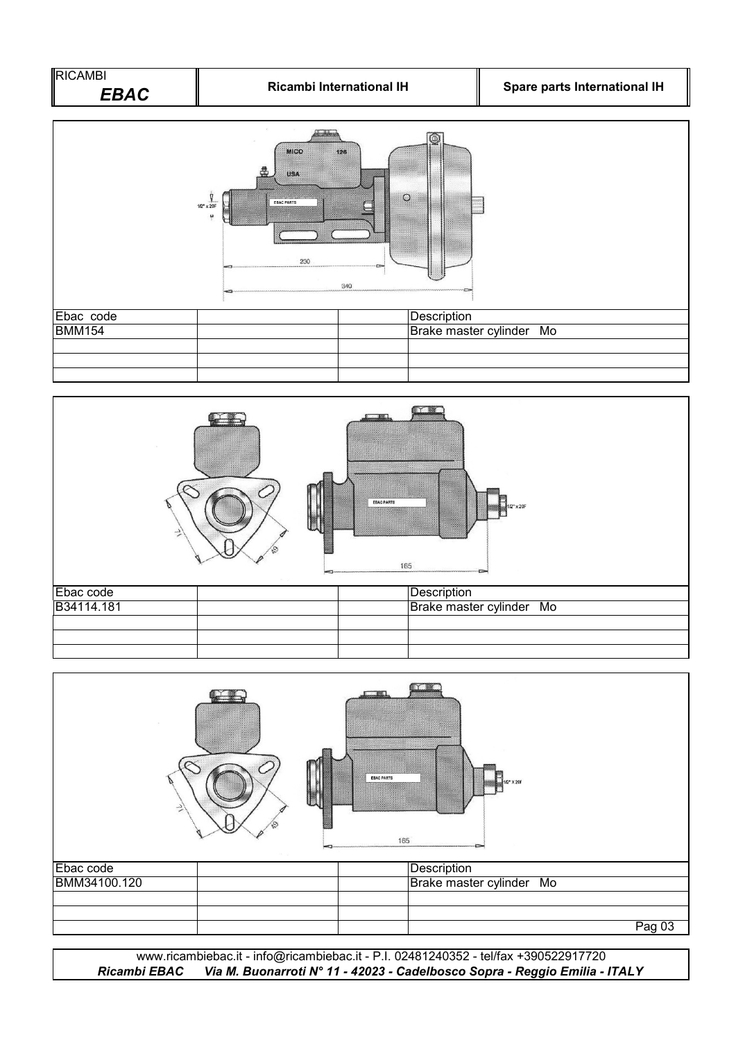| RICAMBI *EBAC* | Ricambi International IH | Spare parts International IH |
| --- | --- | --- |

MICO
126
USA
1/2" x 20F
EBAC PARTS
230
340

| Ebac code | | | Description |
| --- | --- | --- | --- |
| BMM154 | | | Brake master cylinder Mo |
| | | | |
| | | | |
| | | | |

71
49
EBAC PARTS
1/2" x 20F
165

| Ebac code | | | Description |
| --- | --- | --- | --- |
| B34114.181 | | | Brake master cylinder Mo |
| | | | |
| | | | |
| | | | |

71
49
EBAC PARTS
1/2" x 20f
165

| Ebac code | | | Description |
| --- | --- | --- | --- |
| BMM34100.120 | | | Brake master cylinder Mo |
| | | | |
| | | | |
| | | | |

www.ricambiebac.it - info@ricambiebac.it - P.I. 02481240352 - tel/fax +390522917720
***Ricambi EBAC*** ***Via M. Buonarroti N° 11 - 42023 - Cadelbosco Sopra - Reggio Emilia - ITALY***